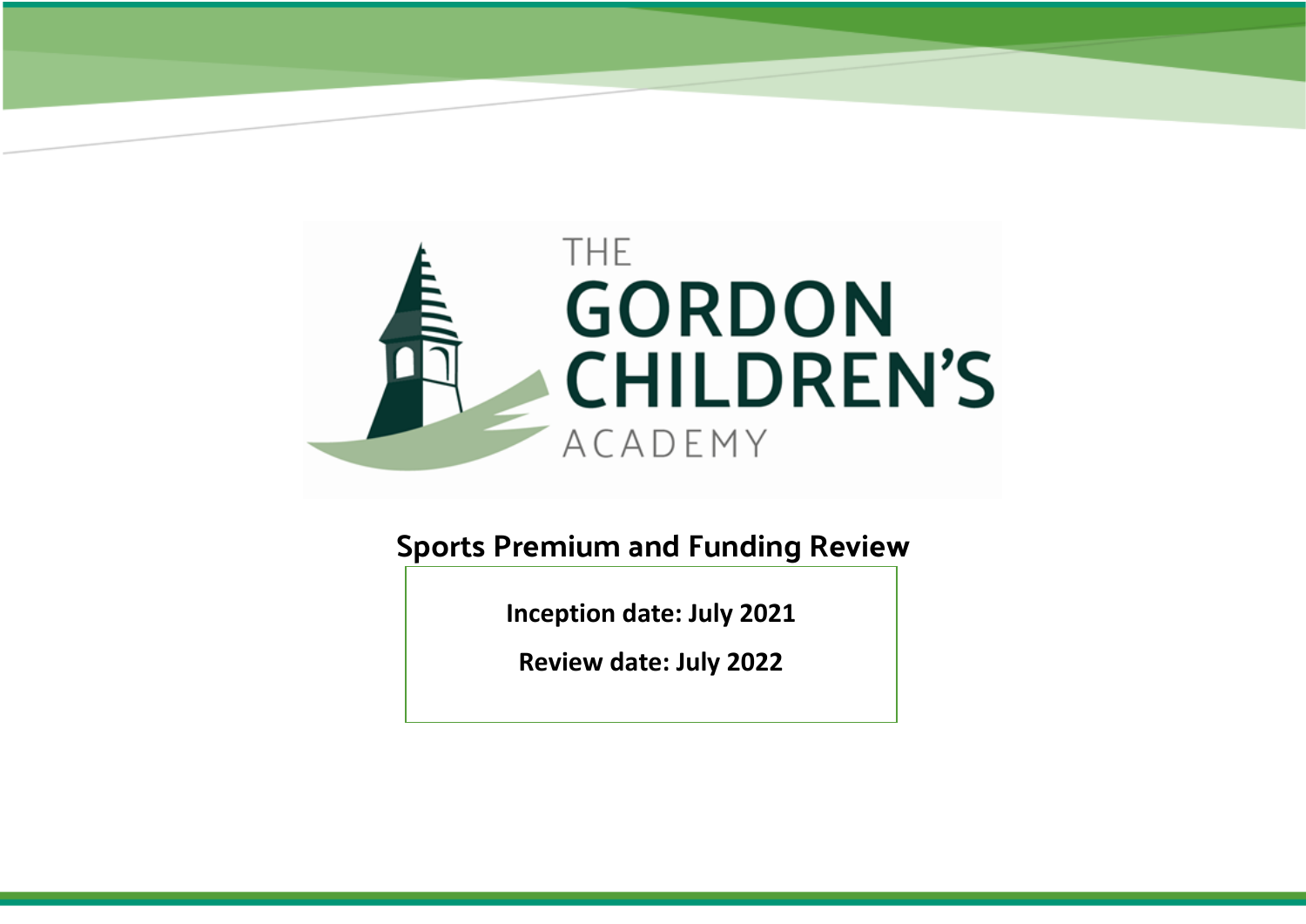THE GORDON CHILDREN'S ACADEMY

# Sports Premium and Funding Review

**Inception date: July 2021**

**Review date: July 2022**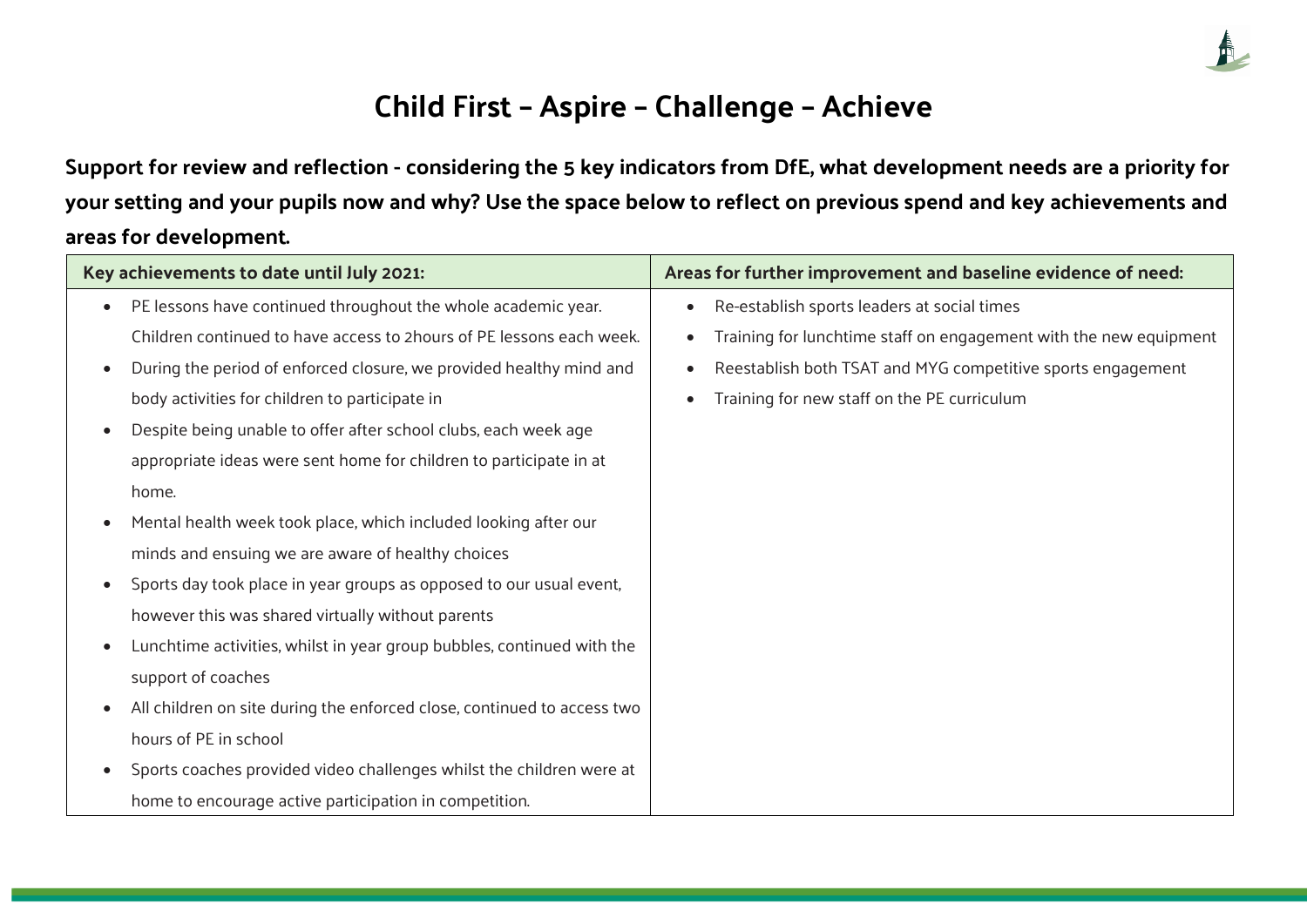# Child First - Aspire - Challenge - Achieve

**Support for review and reflection - considering the 5 key indicators from DfE, what development needs are a priority for your setting and your pupils now and why? Use the space below to reflect on previous spend and key achievements and areas for development.**

| Key achievements to date until July 2021: | Areas for further improvement and baseline evidence of need: |
| --- | --- |
| • PE lessons have continued throughout the whole academic year. Children continued to have access to 2hours of PE lessons each week.<br>• During the period of enforced closure, we provided healthy mind and body activities for children to participate in<br>• Despite being unable to offer after school clubs, each week age appropriate ideas were sent home for children to participate in at home.<br>• Mental health week took place, which included looking after our minds and ensuing we are aware of healthy choices<br>• Sports day took place in year groups as opposed to our usual event, however this was shared virtually without parents<br>• Lunchtime activities, whilst in year group bubbles, continued with the support of coaches<br>• All children on site during the enforced close, continued to access two hours of PE in school<br>• Sports coaches provided video challenges whilst the children were at home to encourage active participation in competition. | • Re-establish sports leaders at social times<br>• Training for lunchtime staff on engagement with the new equipment<br>• Reestablish both TSAT and MYG competitive sports engagement<br>• Training for new staff on the PE curriculum |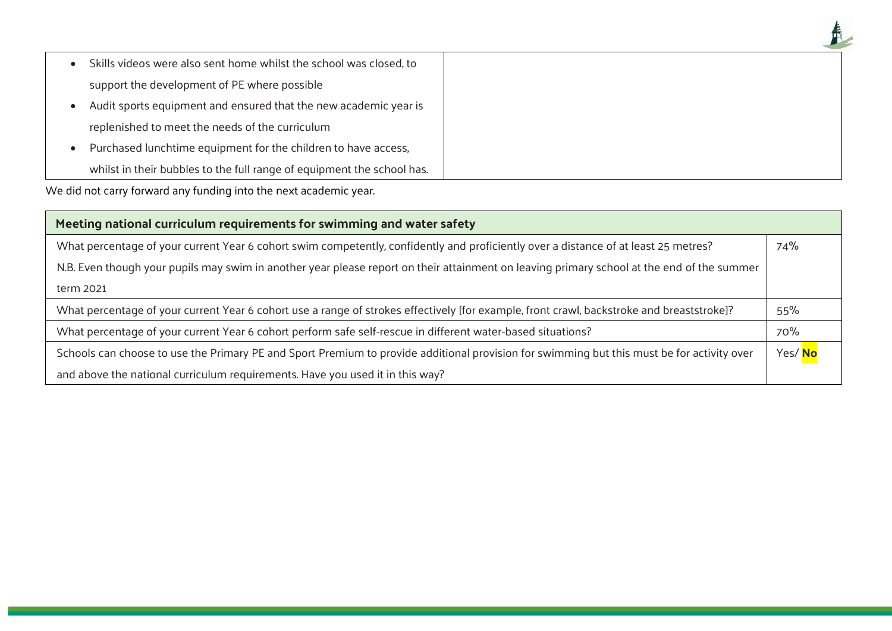| | |
|---|---|
| • Skills videos were also sent home whilst the school was closed, to support the development of PE where possible<br>• Audit sports equipment and ensured that the new academic year is replenished to meet the needs of the curriculum<br>• Purchased lunchtime equipment for the children to have access, whilst in their bubbles to the full range of equipment the school has. | |

We did not carry forward any funding into the next academic year.

| Meeting national curriculum requirements for swimming and water safety | |
|---|---|
| What percentage of your current Year 6 cohort swim competently, confidently and proficiently over a distance of at least 25 metres?<br>N.B. Even though your pupils may swim in another year please report on their attainment on leaving primary school at the end of the summer term 2021 | 74% |
| What percentage of your current Year 6 cohort use a range of strokes effectively [for example, front crawl, backstroke and breaststroke]? | 55% |
| What percentage of your current Year 6 cohort perform safe self-rescue in different water-based situations? | 70% |
| Schools can choose to use the Primary PE and Sport Premium to provide additional provision for swimming but this must be for activity over and above the national curriculum requirements. Have you used it in this way? | Yes/ **No** |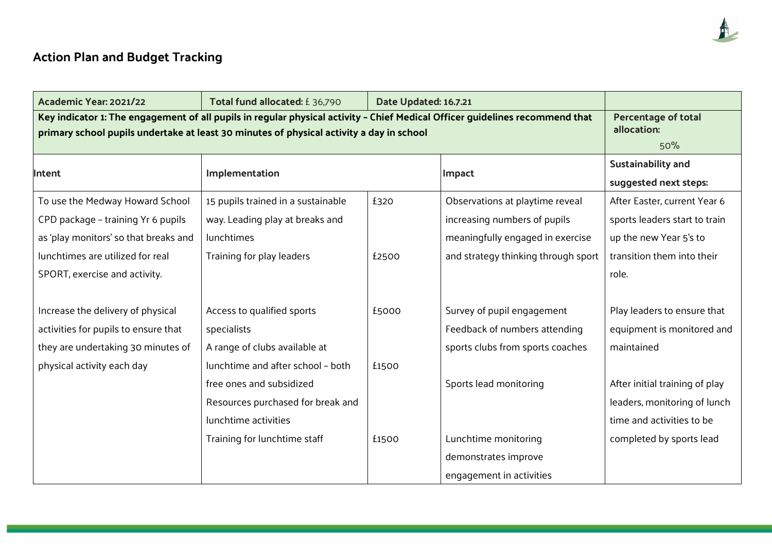## Action Plan and Budget Tracking

| Academic Year: 2021/22 | Total fund allocated: £ 36,790 | Date Updated: 16.7.21 | | |
|---|---|---|---|---|
| **Key indicator 1: The engagement of all pupils in regular physical activity – Chief Medical Officer guidelines recommend that primary school pupils undertake at least 30 minutes of physical activity a day in school** | | | | **Percentage of total allocation:** 50% |
| **Intent** | **Implementation** | | **Impact** | **Sustainability and suggested next steps:** |
| To use the Medway Howard School CPD package – training Yr 6 pupils as 'play monitors' so that breaks and lunchtimes are utilized for real SPORT, exercise and activity. | 15 pupils trained in a sustainable way. Leading play at breaks and lunchtimes | £320 | Observations at playtime reveal increasing numbers of pupils meaningfully engaged in exercise and strategy thinking through sport | After Easter, current Year 6 sports leaders start to train up the new Year 5's to transition them into their role. |
| | Training for play leaders | £2500 | | |
| Increase the delivery of physical activities for pupils to ensure that they are undertaking 30 minutes of physical activity each day | Access to qualified sports specialists | £5000 | Survey of pupil engagement<br>Feedback of numbers attending sports clubs from sports coaches | Play leaders to ensure that equipment is monitored and maintained |
| | A range of clubs available at lunchtime and after school – both free ones and subsidized | £1500 | Sports lead monitoring | After initial training of play leaders, monitoring of lunch time and activities to be completed by sports lead |
| | Resources purchased for break and lunchtime activities | | | |
| | Training for lunchtime staff | £1500 | Lunchtime monitoring demonstrates improve engagement in activities | |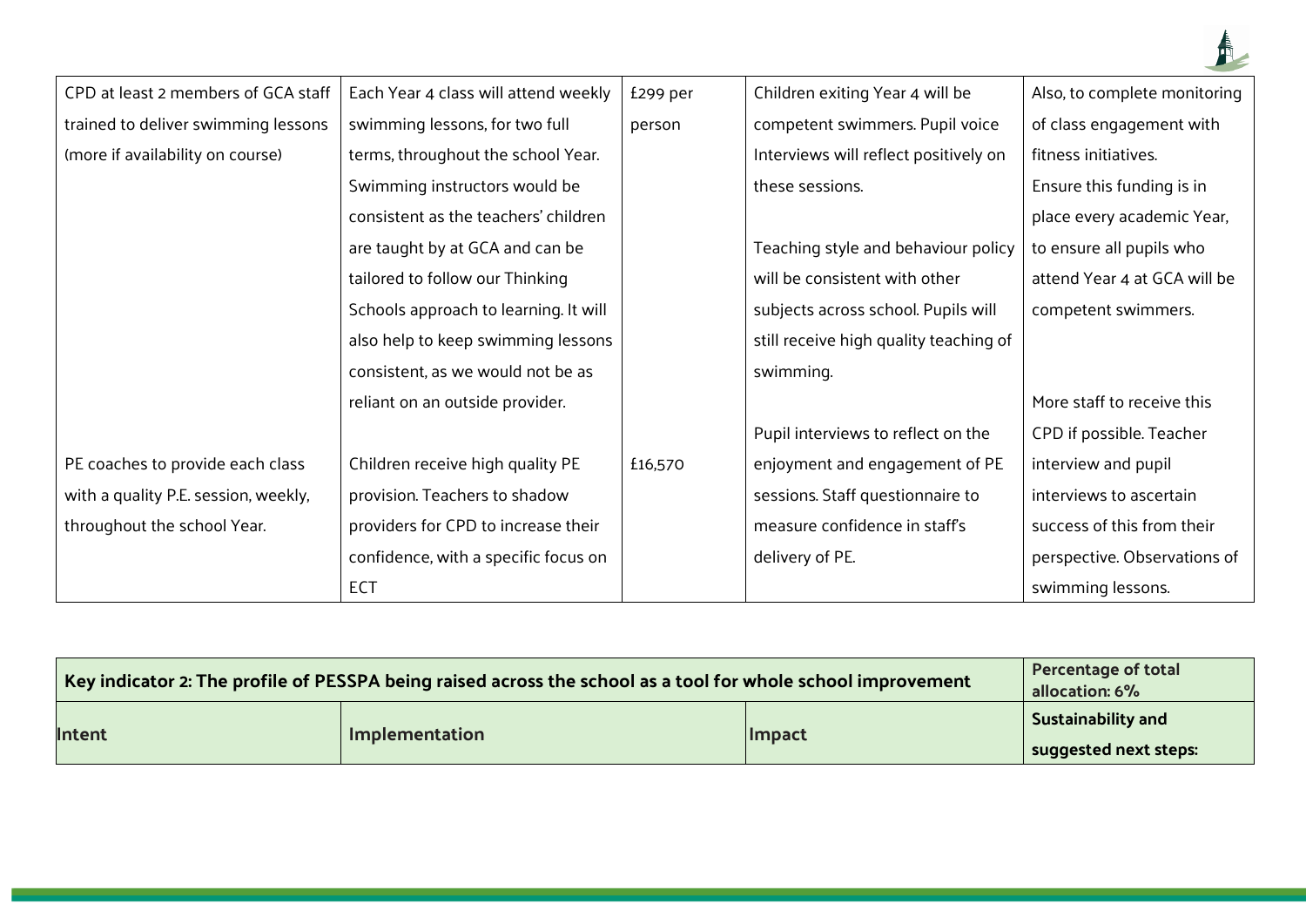| CPD at least 2 members of GCA staff trained to deliver swimming lessons (more if availability on course) | Each Year 4 class will attend weekly swimming lessons, for two full terms, throughout the school Year. Swimming instructors would be consistent as the teachers' children are taught by at GCA and can be tailored to follow our Thinking Schools approach to learning. It will also help to keep swimming lessons consistent, as we would not be as reliant on an outside provider. | £299 per person | Children exiting Year 4 will be competent swimmers. Pupil voice Interviews will reflect positively on these sessions.<br><br>Teaching style and behaviour policy will be consistent with other subjects across school. Pupils will still receive high quality teaching of swimming. | Also, to complete monitoring of class engagement with fitness initiatives.<br>Ensure this funding is in place every academic Year, to ensure all pupils who attend Year 4 at GCA will be competent swimmers. |
|---|---|---|---|---|
| PE coaches to provide each class with a quality P.E. session, weekly, throughout the school Year. | Children receive high quality PE provision. Teachers to shadow providers for CPD to increase their confidence, with a specific focus on ECT | £16,570 | Pupil interviews to reflect on the enjoyment and engagement of PE sessions. Staff questionnaire to measure confidence in staff's delivery of PE. | More staff to receive this CPD if possible. Teacher interview and pupil interviews to ascertain success of this from their perspective. Observations of swimming lessons. |

| **Key indicator 2: The profile of PESSPA being raised across the school as a tool for whole school improvement** | | | **Percentage of total allocation: 6%** |
|---|---|---|---|
| **Intent** | **Implementation** | **Impact** | **Sustainability and suggested next steps:** |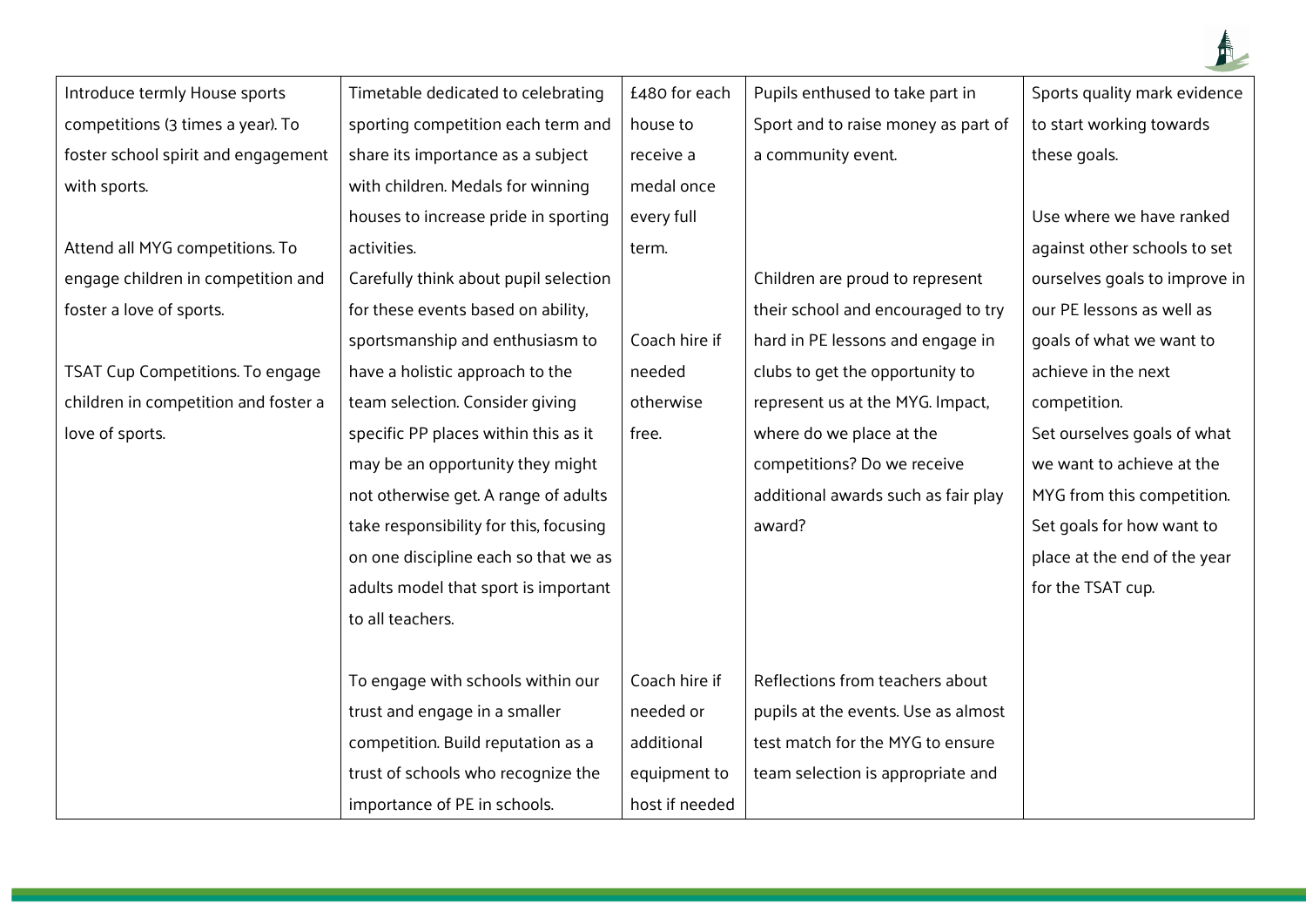| | | | | |
|---|---|---|---|---|
| Introduce termly House sports competitions (3 times a year). To foster school spirit and engagement with sports.<br><br>Attend all MYG competitions. To engage children in competition and foster a love of sports.<br><br>TSAT Cup Competitions. To engage children in competition and foster a love of sports. | Timetable dedicated to celebrating sporting competition each term and share its importance as a subject with children. Medals for winning houses to increase pride in sporting activities.<br>Carefully think about pupil selection for these events based on ability, sportsmanship and enthusiasm to have a holistic approach to the team selection. Consider giving specific PP places within this as it may be an opportunity they might not otherwise get. A range of adults take responsibility for this, focusing on one discipline each so that we as adults model that sport is important to all teachers.<br><br>To engage with schools within our trust and engage in a smaller competition. Build reputation as a trust of schools who recognize the importance of PE in schools. | £480 for each house to receive a medal once every full term.<br><br>Coach hire if needed otherwise free.<br><br>Coach hire if needed or additional equipment to host if needed | Pupils enthused to take part in Sport and to raise money as part of a community event.<br><br>Children are proud to represent their school and encouraged to try hard in PE lessons and engage in clubs to get the opportunity to represent us at the MYG. Impact, where do we place at the competitions? Do we receive additional awards such as fair play award?<br><br>Reflections from teachers about pupils at the events. Use as almost test match for the MYG to ensure team selection is appropriate and | Sports quality mark evidence to start working towards these goals.<br><br>Use where we have ranked against other schools to set ourselves goals to improve in our PE lessons as well as goals of what we want to achieve in the next competition.<br>Set ourselves goals of what we want to achieve at the MYG from this competition.<br>Set goals for how want to place at the end of the year for the TSAT cup. |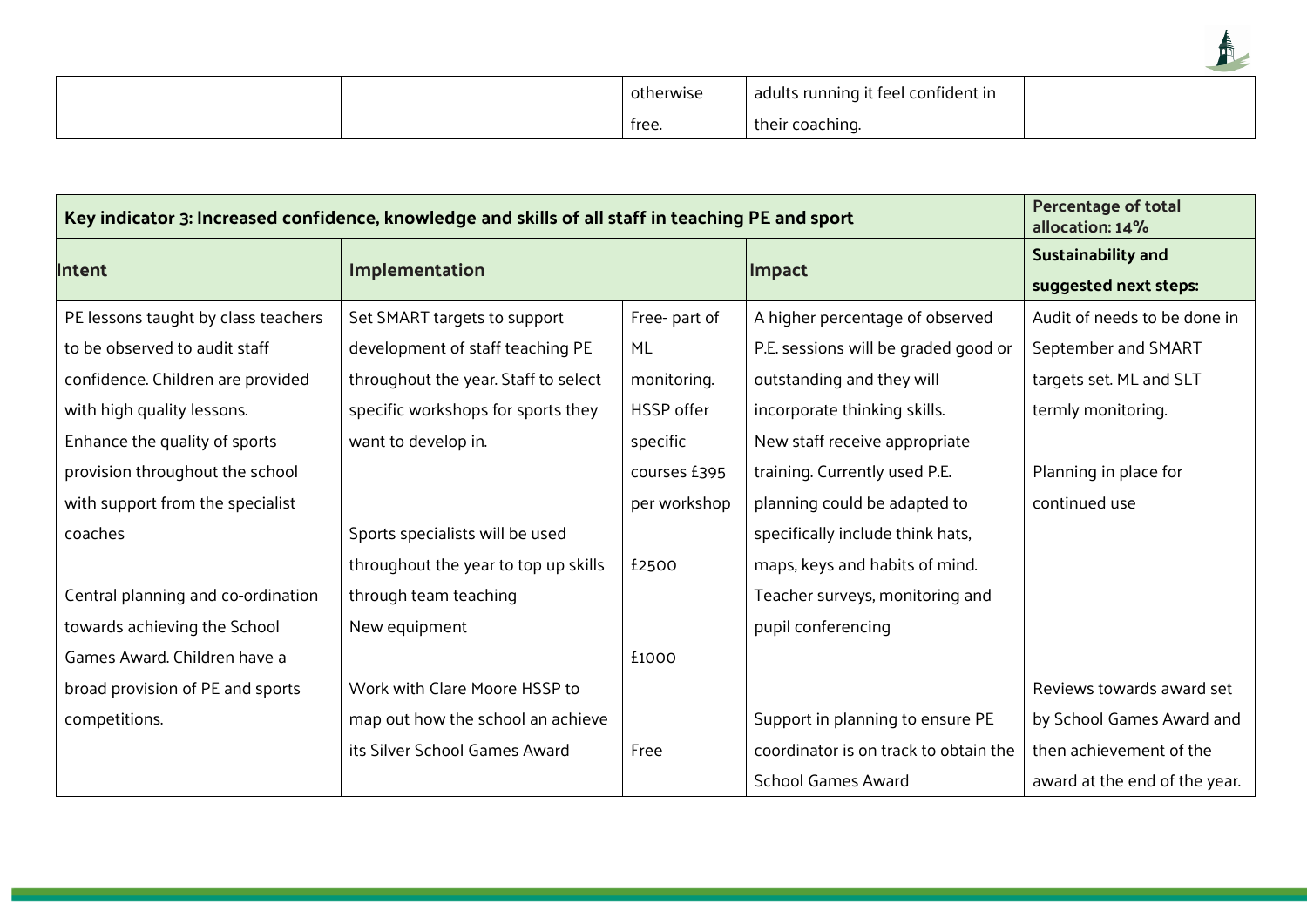| | | otherwise free. | adults running it feel confident in their coaching. | |
|---|---|---|---|---|

| Key indicator 3: Increased confidence, knowledge and skills of all staff in teaching PE and sport | | | | Percentage of total allocation: 14% |
|---|---|---|---|---|
| **Intent** | **Implementation** | | **Impact** | **Sustainability and suggested next steps:** |
| PE lessons taught by class teachers to be observed to audit staff confidence. Children are provided with high quality lessons. | Set SMART targets to support development of staff teaching PE throughout the year. Staff to select specific workshops for sports they want to develop in. | Free- part of ML monitoring. HSSP offer specific courses £395 per workshop | A higher percentage of observed P.E. sessions will be graded good or outstanding and they will incorporate thinking skills. | Audit of needs to be done in September and SMART targets set. ML and SLT termly monitoring. |
| Enhance the quality of sports provision throughout the school with support from the specialist coaches | Sports specialists will be used throughout the year to top up skills through team teaching New equipment | £2500 £1000 | New staff receive appropriate training. Currently used P.E. planning could be adapted to specifically include think hats, maps, keys and habits of mind. Teacher surveys, monitoring and pupil conferencing | Planning in place for continued use |
| Central planning and co-ordination towards achieving the School Games Award. Children have a broad provision of PE and sports competitions. | Work with Clare Moore HSSP to map out how the school an achieve its Silver School Games Award | Free | Support in planning to ensure PE coordinator is on track to obtain the School Games Award | Reviews towards award set by School Games Award and then achievement of the award at the end of the year. |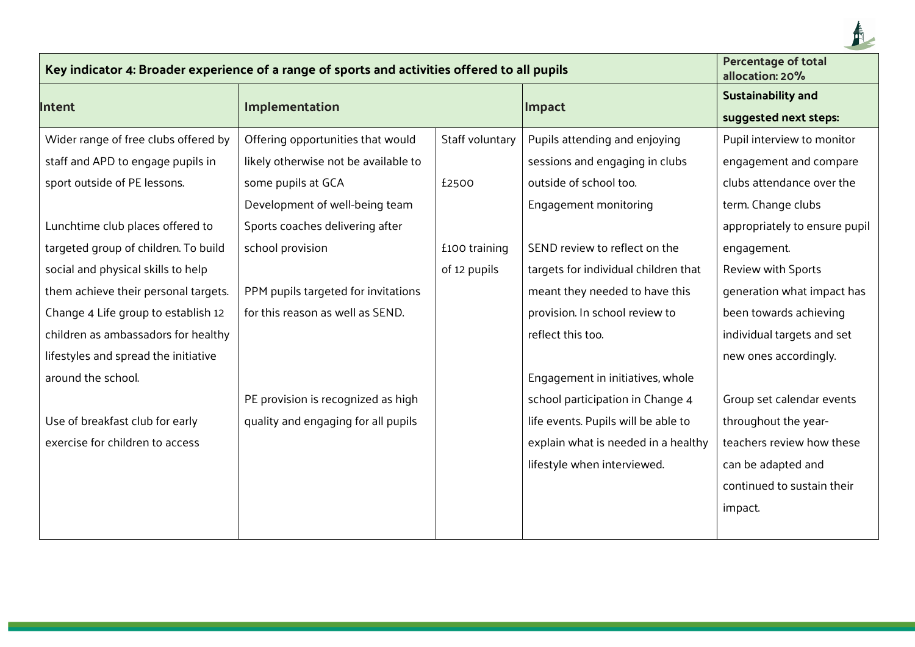| Key indicator 4: Broader experience of a range of sports and activities offered to all pupils | | | | Percentage of total allocation: 20% |
|---|---|---|---|---|
| **Intent** | **Implementation** | | **Impact** | **Sustainability and suggested next steps:** |
| Wider range of free clubs offered by staff and APD to engage pupils in sport outside of PE lessons.<br><br>Lunchtime club places offered to targeted group of children. To build social and physical skills to help them achieve their personal targets. Change 4 Life group to establish 12 children as ambassadors for healthy lifestyles and spread the initiative around the school.<br><br>Use of breakfast club for early exercise for children to access | Offering opportunities that would likely otherwise not be available to some pupils at GCA<br>Development of well-being team<br>Sports coaches delivering after school provision<br><br>PPM pupils targeted for invitations for this reason as well as SEND.<br><br>PE provision is recognized as high quality and engaging for all pupils | Staff voluntary<br><br>£2500<br><br>£100 training of 12 pupils | Pupils attending and enjoying sessions and engaging in clubs outside of school too.<br>Engagement monitoring<br><br>SEND review to reflect on the targets for individual children that meant they needed to have this provision. In school review to reflect this too.<br><br>Engagement in initiatives, whole school participation in Change 4 life events. Pupils will be able to explain what is needed in a healthy lifestyle when interviewed. | Pupil interview to monitor engagement and compare clubs attendance over the term. Change clubs appropriately to ensure pupil engagement.<br>Review with Sports generation what impact has been towards achieving individual targets and set new ones accordingly.<br><br>Group set calendar events throughout the year- teachers review how these can be adapted and continued to sustain their impact. |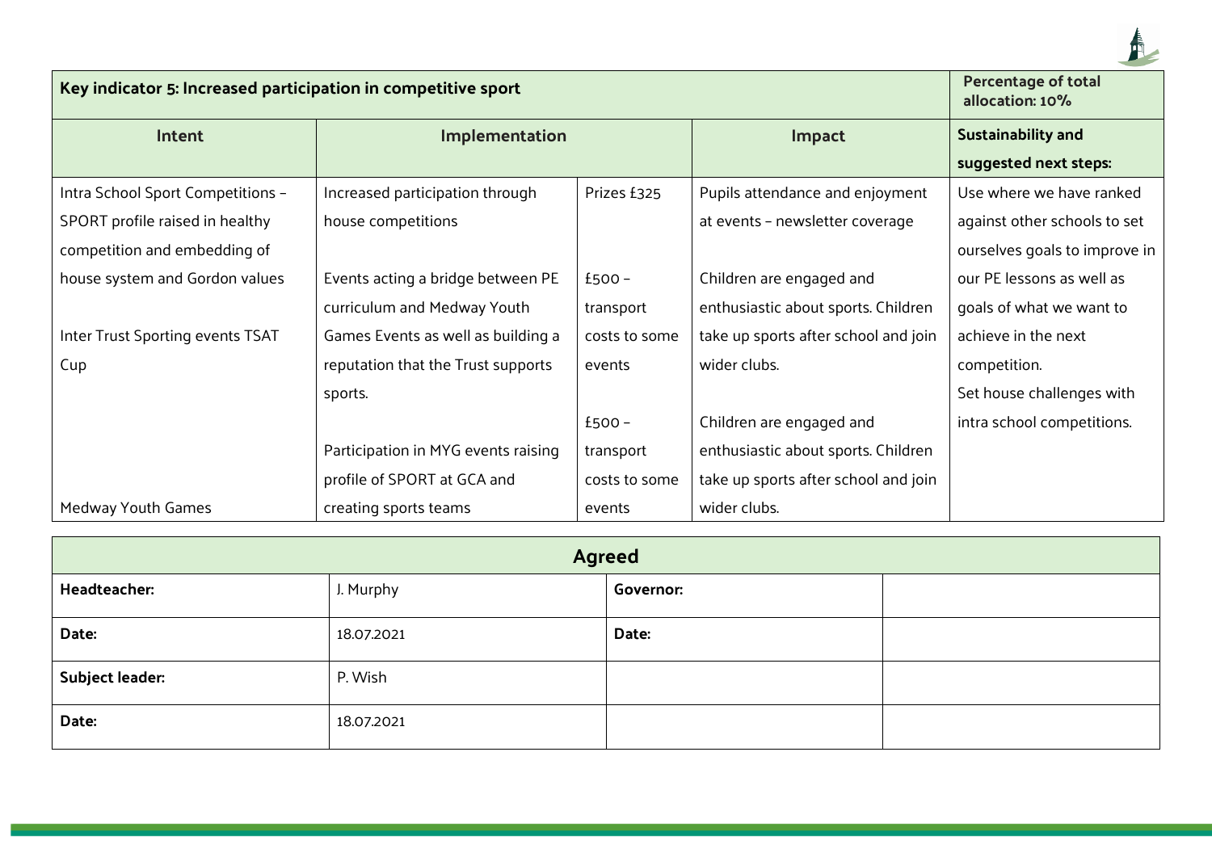| Key indicator 5: Increased participation in competitive sport | | | | Percentage of total allocation: 10% |
| --- | --- | --- | --- | --- |
| **Intent** | **Implementation** | | **Impact** | **Sustainability and suggested next steps:** |
| Intra School Sport Competitions – SPORT profile raised in healthy competition and embedding of house system and Gordon values | Increased participation through house competitions | Prizes £325 | Pupils attendance and enjoyment at events – newsletter coverage | Use where we have ranked against other schools to set ourselves goals to improve in our PE lessons as well as goals of what we want to achieve in the next competition. Set house challenges with intra school competitions. |
| Inter Trust Sporting events TSAT Cup | Events acting a bridge between PE curriculum and Medway Youth Games Events as well as building a reputation that the Trust supports sports. | £500 – transport costs to some events | Children are engaged and enthusiastic about sports. Children take up sports after school and join wider clubs. | |
| Medway Youth Games | Participation in MYG events raising profile of SPORT at GCA and creating sports teams | £500 – transport costs to some events | Children are engaged and enthusiastic about sports. Children take up sports after school and join wider clubs. | |

| Agreed | | | |
| --- | --- | --- | --- |
| **Headteacher:** | J. Murphy | **Governor:** | |
| **Date:** | 18.07.2021 | **Date:** | |
| **Subject leader:** | P. Wish | | |
| **Date:** | 18.07.2021 | | |